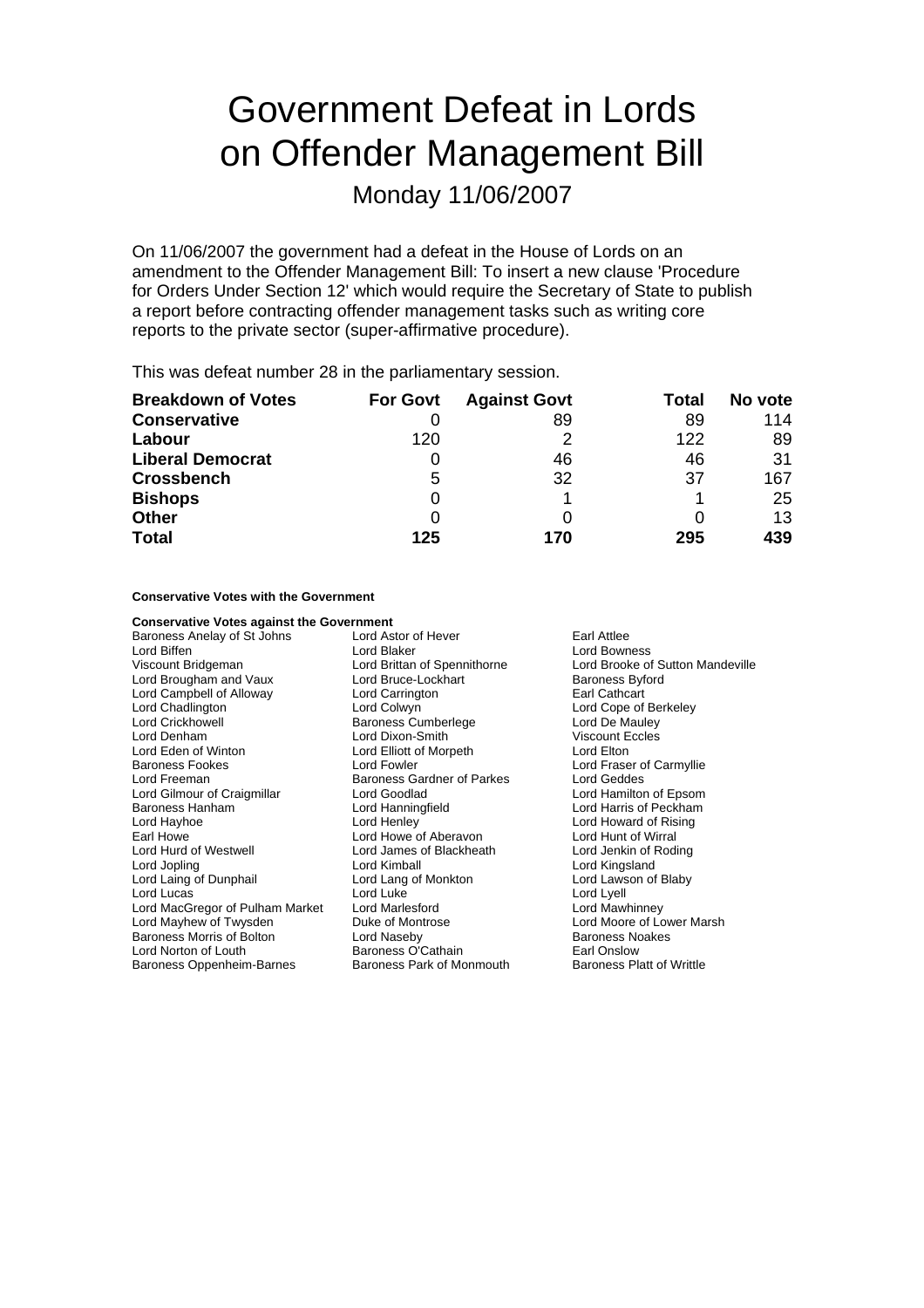# Government Defeat in Lords on Offender Management Bill

Monday 11/06/2007

On 11/06/2007 the government had a defeat in the House of Lords on an amendment to the Offender Management Bill: To insert a new clause 'Procedure for Orders Under Section 12' which would require the Secretary of State to publish a report before contracting offender management tasks such as writing core reports to the private sector (super-affirmative procedure).

This was defeat number 28 in the parliamentary session.

| Breakdown of Votes | For Govt | Against Govt | Total | No vote |
|---|---|---|---|---|
| **Conservative** | 0 | 89 | 89 | 114 |
| **Labour** | 120 | 2 | 122 | 89 |
| **Liberal Democrat** | 0 | 46 | 46 | 31 |
| **Crossbench** | 5 | 32 | 37 | 167 |
| **Bishops** | 0 | 1 | 1 | 25 |
| **Other** | 0 | 0 | 0 | 13 |
| **Total** | **125** | **170** | **295** | **439** |

**Conservative Votes with the Government**

**Conservative Votes against the Government**

Baroness Anelay of St Johns
Lord Astor of Hever
Earl Attlee
Lord Biffen
Lord Blaker
Lord Bowness
Viscount Bridgeman
Lord Brittan of Spennithorne
Lord Brooke of Sutton Mandeville
Lord Brougham and Vaux
Lord Bruce-Lockhart
Baroness Byford
Lord Campbell of Alloway
Lord Carrington
Earl Cathcart
Lord Chadlington
Lord Colwyn
Lord Cope of Berkeley
Lord Crickhowell
Baroness Cumberlege
Lord De Mauley
Lord Denham
Lord Dixon-Smith
Viscount Eccles
Lord Eden of Winton
Lord Elliott of Morpeth
Lord Elton
Baroness Fookes
Lord Fowler
Lord Fraser of Carmyllie
Lord Freeman
Baroness Gardner of Parkes
Lord Geddes
Lord Gilmour of Craigmillar
Lord Goodlad
Lord Hamilton of Epsom
Baroness Hanham
Lord Hanningfield
Lord Harris of Peckham
Lord Hayhoe
Lord Henley
Lord Howard of Rising
Earl Howe
Lord Howe of Aberavon
Lord Hunt of Wirral
Lord Hurd of Westwell
Lord James of Blackheath
Lord Jenkin of Roding
Lord Jopling
Lord Kimball
Lord Kingsland
Lord Laing of Dunphail
Lord Lang of Monkton
Lord Lawson of Blaby
Lord Lucas
Lord Luke
Lord Lyell
Lord MacGregor of Pulham Market
Lord Marlesford
Lord Mawhinney
Lord Mayhew of Twysden
Duke of Montrose
Lord Moore of Lower Marsh
Baroness Morris of Bolton
Lord Naseby
Baroness Noakes
Lord Norton of Louth
Baroness O'Cathain
Earl Onslow
Baroness Oppenheim-Barnes
Baroness Park of Monmouth
Baroness Platt of Writtle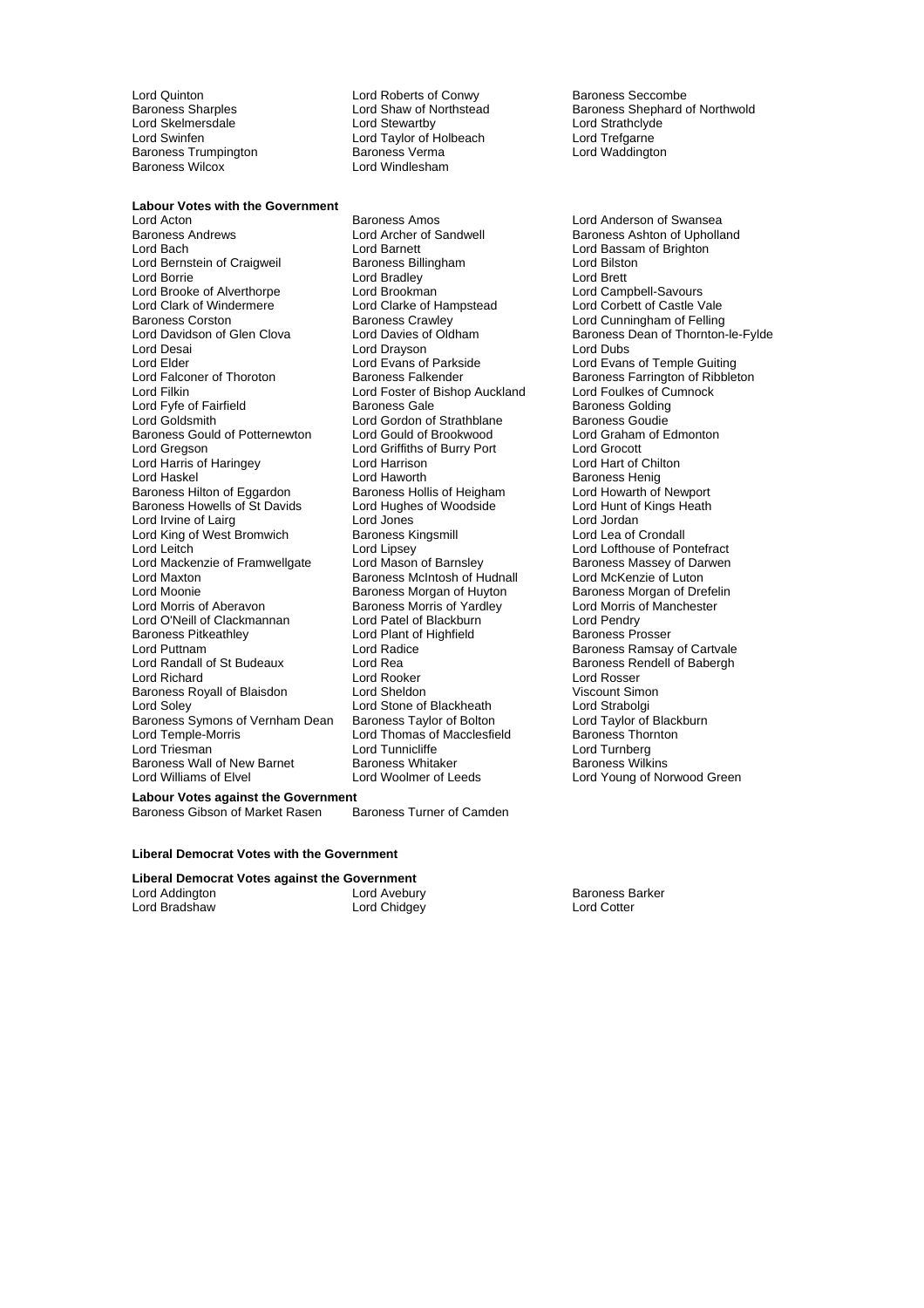Lord Quinton
Lord Roberts of Conwy
Baroness Seccombe
Baroness Sharples
Lord Shaw of Northstead
Baroness Shephard of Northwold
Lord Skelmersdale
Lord Stewartby
Lord Strathclyde
Lord Swinfen
Lord Taylor of Holbeach
Lord Trefgarne
Baroness Trumpington
Baroness Verma
Lord Waddington
Baroness Wilcox
Lord Windlesham

**Labour Votes with the Government**

Lord Acton
Baroness Amos
Lord Anderson of Swansea
Baroness Andrews
Lord Archer of Sandwell
Baroness Ashton of Upholland
Lord Bach
Lord Barnett
Lord Bassam of Brighton
Lord Bernstein of Craigweil
Baroness Billingham
Lord Bilston
Lord Borrie
Lord Bradley
Lord Brett
Lord Brooke of Alverthorpe
Lord Brookman
Lord Campbell-Savours
Lord Clark of Windermere
Lord Clarke of Hampstead
Lord Corbett of Castle Vale
Baroness Corston
Baroness Crawley
Lord Cunningham of Felling
Lord Davidson of Glen Clova
Lord Davies of Oldham
Baroness Dean of Thornton-le-Fylde
Lord Desai
Lord Drayson
Lord Dubs
Lord Elder
Lord Evans of Parkside
Lord Evans of Temple Guiting
Lord Falconer of Thoroton
Baroness Falkender
Baroness Farrington of Ribbleton
Lord Filkin
Lord Foster of Bishop Auckland
Lord Foulkes of Cumnock
Lord Fyfe of Fairfield
Baroness Gale
Baroness Golding
Lord Goldsmith
Lord Gordon of Strathblane
Baroness Goudie
Baroness Gould of Potternewton
Lord Gould of Brookwood
Lord Graham of Edmonton
Lord Gregson
Lord Griffiths of Burry Port
Lord Grocott
Lord Harris of Haringey
Lord Harrison
Lord Hart of Chilton
Lord Haskel
Lord Haworth
Baroness Henig
Baroness Hilton of Eggardon
Baroness Hollis of Heigham
Lord Howarth of Newport
Baroness Howells of St Davids
Lord Hughes of Woodside
Lord Hunt of Kings Heath
Lord Irvine of Lairg
Lord Jones
Lord Jordan
Lord King of West Bromwich
Baroness Kingsmill
Lord Lea of Crondall
Lord Leitch
Lord Lipsey
Lord Lofthouse of Pontefract
Lord Mackenzie of Framwellgate
Lord Mason of Barnsley
Baroness Massey of Darwen
Lord Maxton
Baroness McIntosh of Hudnall
Lord McKenzie of Luton
Lord Moonie
Baroness Morgan of Huyton
Baroness Morgan of Drefelin
Lord Morris of Aberavon
Baroness Morris of Yardley
Lord Morris of Manchester
Lord O'Neill of Clackmannan
Lord Patel of Blackburn
Lord Pendry
Baroness Pitkeathley
Lord Plant of Highfield
Baroness Prosser
Lord Puttnam
Lord Radice
Baroness Ramsay of Cartvale
Lord Randall of St Budeaux
Lord Rea
Baroness Rendell of Babergh
Lord Richard
Lord Rooker
Lord Rosser
Baroness Royall of Blaisdon
Lord Sheldon
Viscount Simon
Lord Soley
Lord Stone of Blackheath
Lord Strabolgi
Baroness Symons of Vernham Dean
Baroness Taylor of Bolton
Lord Taylor of Blackburn
Lord Temple-Morris
Lord Thomas of Macclesfield
Baroness Thornton
Lord Triesman
Lord Tunnicliffe
Lord Turnberg
Baroness Wall of New Barnet
Baroness Whitaker
Baroness Wilkins
Lord Williams of Elvel
Lord Woolmer of Leeds
Lord Young of Norwood Green

**Labour Votes against the Government**

Baroness Gibson of Market Rasen
Baroness Turner of Camden

**Liberal Democrat Votes with the Government**

**Liberal Democrat Votes against the Government**

Lord Addington
Lord Avebury
Baroness Barker
Lord Bradshaw
Lord Chidgey
Lord Cotter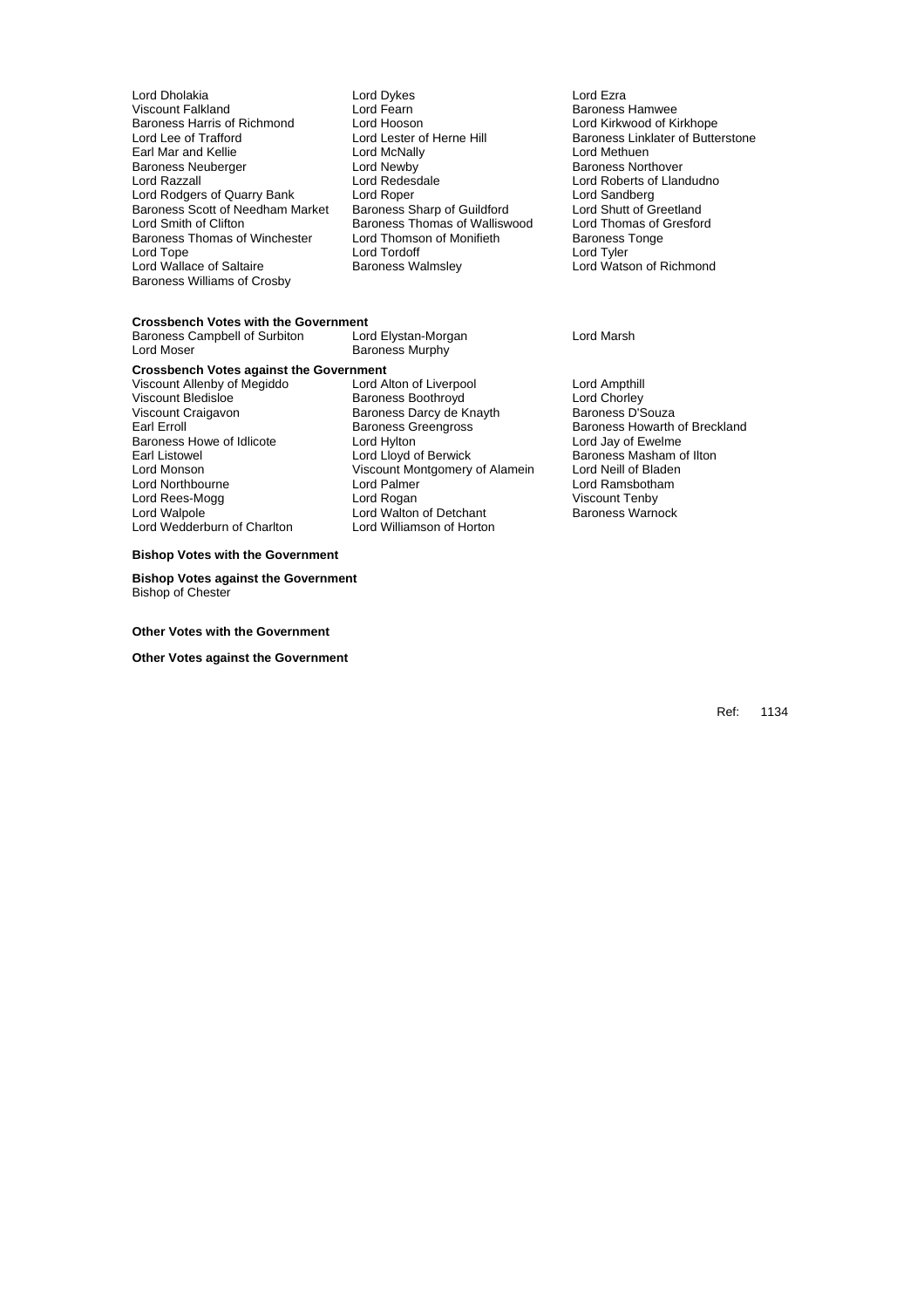Lord Dholakia
Viscount Falkland
Baroness Harris of Richmond
Lord Lee of Trafford
Earl Mar and Kellie
Baroness Neuberger
Lord Razzall
Lord Rodgers of Quarry Bank
Baroness Scott of Needham Market
Lord Smith of Clifton
Baroness Thomas of Winchester
Lord Tope
Lord Wallace of Saltaire
Baroness Williams of Crosby
Lord Dykes
Lord Fearn
Lord Hooson
Lord Lester of Herne Hill
Lord McNally
Lord Newby
Lord Redesdale
Lord Roper
Baroness Sharp of Guildford
Baroness Thomas of Walliswood
Lord Thomson of Monifieth
Lord Tordoff
Baroness Walmsley
Lord Ezra
Baroness Hamwee
Lord Kirkwood of Kirkhope
Baroness Linklater of Butterstone
Lord Methuen
Baroness Northover
Lord Roberts of Llandudno
Lord Sandberg
Lord Shutt of Greetland
Lord Thomas of Gresford
Baroness Tonge
Lord Tyler
Lord Watson of Richmond

**Crossbench Votes with the Government**

Baroness Campbell of Surbiton
Lord Moser
Lord Elystan-Morgan
Baroness Murphy
Lord Marsh

**Crossbench Votes against the Government**

Viscount Allenby of Megiddo
Viscount Bledisloe
Viscount Craigavon
Earl Erroll
Baroness Howe of Idlicote
Earl Listowel
Lord Monson
Lord Northbourne
Lord Rees-Mogg
Lord Walpole
Lord Wedderburn of Charlton
Lord Alton of Liverpool
Baroness Boothroyd
Baroness Darcy de Knayth
Baroness Greengross
Lord Hylton
Lord Lloyd of Berwick
Viscount Montgomery of Alamein
Lord Palmer
Lord Rogan
Lord Walton of Detchant
Lord Williamson of Horton
Lord Ampthill
Lord Chorley
Baroness D'Souza
Baroness Howarth of Breckland
Lord Jay of Ewelme
Baroness Masham of Ilton
Lord Neill of Bladen
Lord Ramsbotham
Viscount Tenby
Baroness Warnock

**Bishop Votes with the Government**

**Bishop Votes against the Government**

Bishop of Chester

**Other Votes with the Government**

**Other Votes against the Government**

Ref: 1134